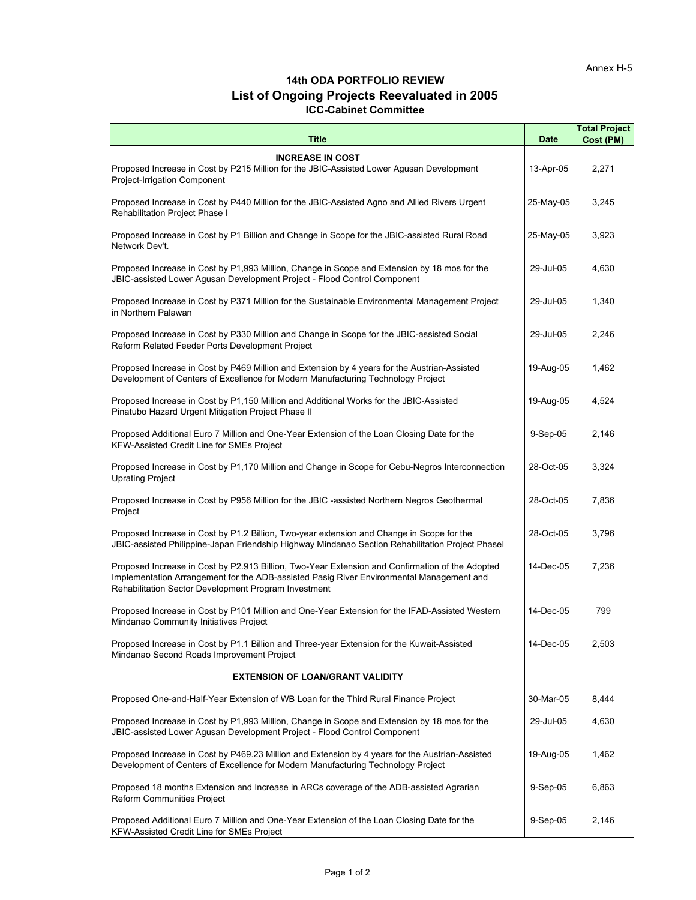Annex H-5

### 14th ODA PORTFOLIO REVIEW
## List of Ongoing Projects Reevaluated in 2005
### ICC-Cabinet Committee

| Title | Date | Total Project Cost (PM) |
|---|---|---|
| **INCREASE IN COST** | | |
| Proposed Increase in Cost by P215 Million for the JBIC-Assisted Lower Agusan Development Project-Irrigation Component | 13-Apr-05 | 2,271 |
| Proposed Increase in Cost by P440 Million for the JBIC-Assisted Agno and Allied Rivers Urgent Rehabilitation Project Phase I | 25-May-05 | 3,245 |
| Proposed Increase in Cost by P1 Billion and Change in Scope for the JBIC-assisted Rural Road Network Dev't. | 25-May-05 | 3,923 |
| Proposed Increase in Cost by P1,993 Million, Change in Scope and Extension by 18 mos for the JBIC-assisted Lower Agusan Development Project - Flood Control Component | 29-Jul-05 | 4,630 |
| Proposed Increase in Cost by P371 Million for the Sustainable Environmental Management Project in Northern Palawan | 29-Jul-05 | 1,340 |
| Proposed Increase in Cost by P330 Million and Change in Scope for the JBIC-assisted Social Reform Related Feeder Ports Development Project | 29-Jul-05 | 2,246 |
| Proposed Increase in Cost by P469 Million and Extension by 4 years for the Austrian-Assisted Development of Centers of Excellence for Modern Manufacturing Technology Project | 19-Aug-05 | 1,462 |
| Proposed Increase in Cost by P1,150 Million and Additional Works for the JBIC-Assisted Pinatubo Hazard Urgent Mitigation Project Phase II | 19-Aug-05 | 4,524 |
| Proposed Additional Euro 7 Million and One-Year Extension of the Loan Closing Date for the KFW-Assisted Credit Line for SMEs Project | 9-Sep-05 | 2,146 |
| Proposed Increase in Cost by P1,170 Million and Change in Scope for Cebu-Negros Interconnection Uprating Project | 28-Oct-05 | 3,324 |
| Proposed Increase in Cost by P956 Million for the JBIC -assisted Northern Negros Geothermal Project | 28-Oct-05 | 7,836 |
| Proposed Increase in Cost by P1.2 Billion, Two-year extension and Change in Scope for the JBIC-assisted Philippine-Japan Friendship Highway Mindanao Section Rehabilitation Project PhaseI | 28-Oct-05 | 3,796 |
| Proposed Increase in Cost by P2.913 Billion, Two-Year Extension and Confirmation of the Adopted Implementation Arrangement for the ADB-assisted Pasig River Environmental Management and Rehabilitation Sector Development Program Investment | 14-Dec-05 | 7,236 |
| Proposed Increase in Cost by P101 Million and One-Year Extension for the IFAD-Assisted Western Mindanao Community Initiatives Project | 14-Dec-05 | 799 |
| Proposed Increase in Cost by P1.1 Billion and Three-year Extension for the Kuwait-Assisted Mindanao Second Roads Improvement Project | 14-Dec-05 | 2,503 |
| **EXTENSION OF LOAN/GRANT VALIDITY** | | |
| Proposed One-and-Half-Year Extension of WB Loan for the Third Rural Finance Project | 30-Mar-05 | 8,444 |
| Proposed Increase in Cost by P1,993 Million, Change in Scope and Extension by 18 mos for the JBIC-assisted Lower Agusan Development Project - Flood Control Component | 29-Jul-05 | 4,630 |
| Proposed Increase in Cost by P469.23 Million and Extension by 4 years for the Austrian-Assisted Development of Centers of Excellence for Modern Manufacturing Technology Project | 19-Aug-05 | 1,462 |
| Proposed 18 months Extension and Increase in ARCs coverage of the ADB-assisted Agrarian Reform Communities Project | 9-Sep-05 | 6,863 |
| Proposed Additional Euro 7 Million and One-Year Extension of the Loan Closing Date for the KFW-Assisted Credit Line for SMEs Project | 9-Sep-05 | 2,146 |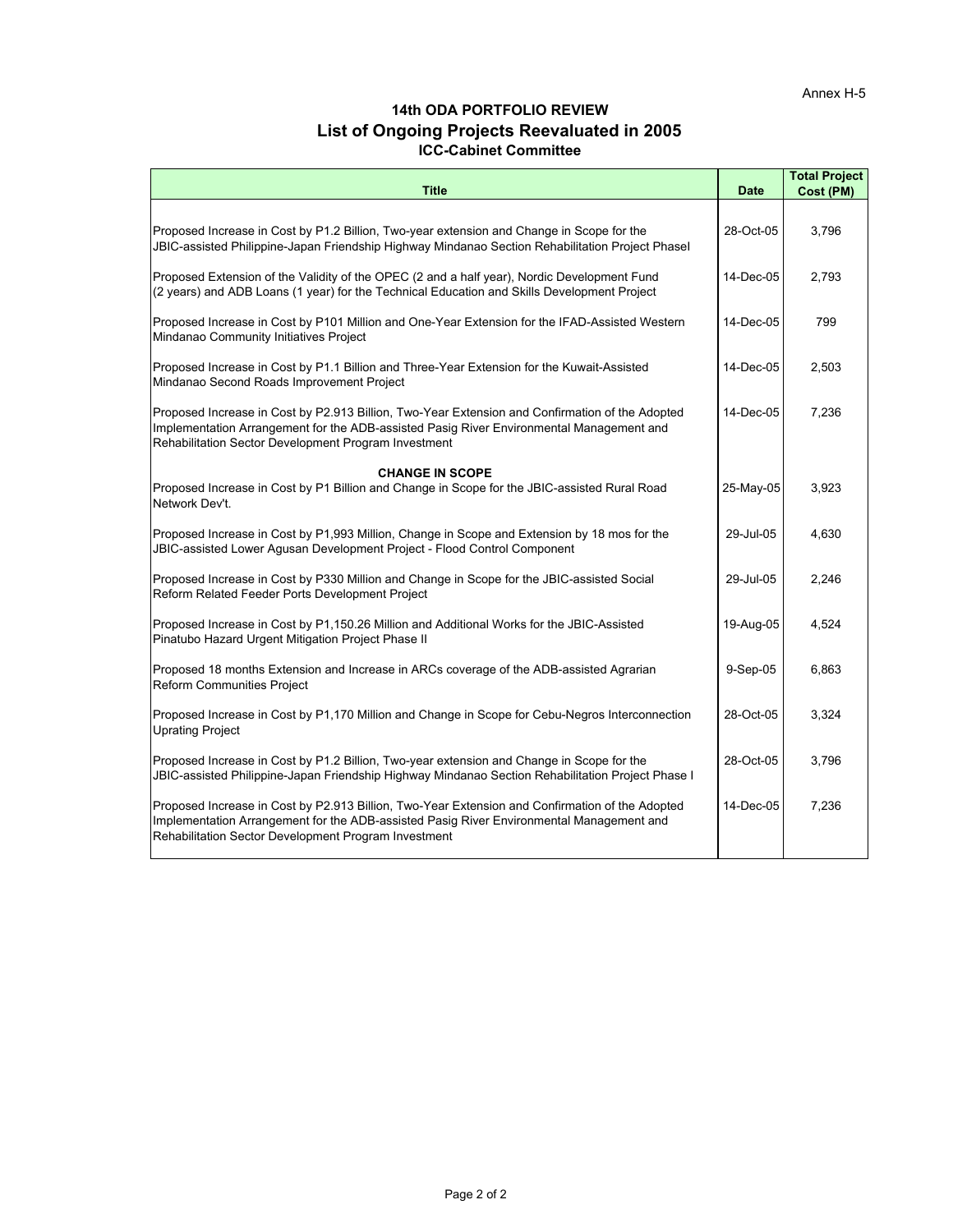Annex H-5

## 14th ODA PORTFOLIO REVIEW
## List of Ongoing Projects Reevaluated in 2005
### ICC-Cabinet Committee

| Title | Date | Total Project Cost (PM) |
|---|---|---|
| Proposed Increase in Cost by P1.2 Billion, Two-year extension and Change in Scope for the JBIC-assisted Philippine-Japan Friendship Highway Mindanao Section Rehabilitation Project PhaseI | 28-Oct-05 | 3,796 |
| Proposed Extension of the Validity of the OPEC (2 and a half year), Nordic Development Fund (2 years) and ADB Loans (1 year) for the Technical Education and Skills Development Project | 14-Dec-05 | 2,793 |
| Proposed Increase in Cost by P101 Million and One-Year Extension for the IFAD-Assisted Western Mindanao Community Initiatives Project | 14-Dec-05 | 799 |
| Proposed Increase in Cost by P1.1 Billion and Three-Year Extension for the Kuwait-Assisted Mindanao Second Roads Improvement Project | 14-Dec-05 | 2,503 |
| Proposed Increase in Cost by P2.913 Billion, Two-Year Extension and Confirmation of the Adopted Implementation Arrangement for the ADB-assisted Pasig River Environmental Management and Rehabilitation Sector Development Program Investment | 14-Dec-05 | 7,236 |
| **CHANGE IN SCOPE** | | |
| Proposed Increase in Cost by P1 Billion and Change in Scope for the JBIC-assisted Rural Road Network Dev't. | 25-May-05 | 3,923 |
| Proposed Increase in Cost by P1,993 Million, Change in Scope and Extension by 18 mos for the JBIC-assisted Lower Agusan Development Project - Flood Control Component | 29-Jul-05 | 4,630 |
| Proposed Increase in Cost by P330 Million and Change in Scope for the JBIC-assisted Social Reform Related Feeder Ports Development Project | 29-Jul-05 | 2,246 |
| Proposed Increase in Cost by P1,150.26 Million and Additional Works for the JBIC-Assisted Pinatubo Hazard Urgent Mitigation Project Phase II | 19-Aug-05 | 4,524 |
| Proposed 18 months Extension and Increase in ARCs coverage of the ADB-assisted Agrarian Reform Communities Project | 9-Sep-05 | 6,863 |
| Proposed Increase in Cost by P1,170 Million and Change in Scope for Cebu-Negros Interconnection Uprating Project | 28-Oct-05 | 3,324 |
| Proposed Increase in Cost by P1.2 Billion, Two-year extension and Change in Scope for the JBIC-assisted Philippine-Japan Friendship Highway Mindanao Section Rehabilitation Project Phase I | 28-Oct-05 | 3,796 |
| Proposed Increase in Cost by P2.913 Billion, Two-Year Extension and Confirmation of the Adopted Implementation Arrangement for the ADB-assisted Pasig River Environmental Management and Rehabilitation Sector Development Program Investment | 14-Dec-05 | 7,236 |